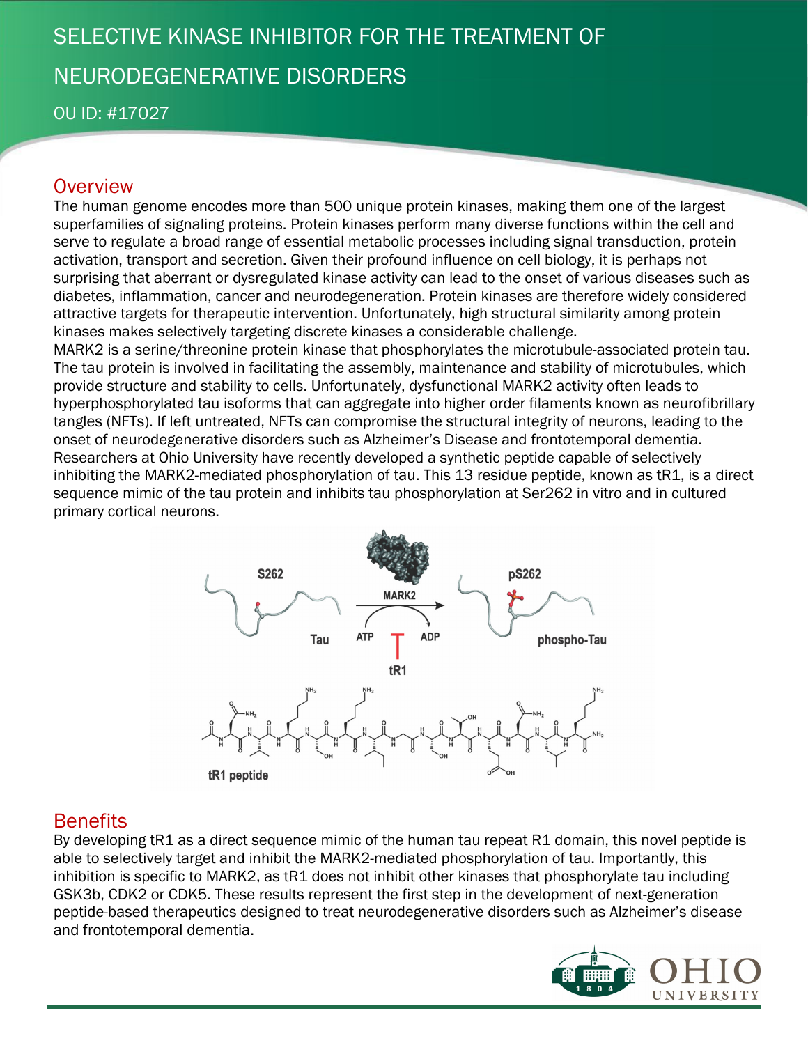# SELECTIVE KINASE INHIBITOR FOR THE TREATMENT OF NEURODEGENERATIVE DISORDERS

OU ID: #17027

## Overview

The human genome encodes more than 500 unique protein kinases, making them one of the largest superfamilies of signaling proteins. Protein kinases perform many diverse functions within the cell and serve to regulate a broad range of essential metabolic processes including signal transduction, protein activation, transport and secretion. Given their profound influence on cell biology, it is perhaps not surprising that aberrant or dysregulated kinase activity can lead to the onset of various diseases such as diabetes, inflammation, cancer and neurodegeneration. Protein kinases are therefore widely considered attractive targets for therapeutic intervention. Unfortunately, high structural similarity among protein kinases makes selectively targeting discrete kinases a considerable challenge.

MARK2 is a serine/threonine protein kinase that phosphorylates the microtubule-associated protein tau. The tau protein is involved in facilitating the assembly, maintenance and stability of microtubules, which provide structure and stability to cells. Unfortunately, dysfunctional MARK2 activity often leads to hyperphosphorylated tau isoforms that can aggregate into higher order filaments known as neurofibrillary tangles (NFTs). If left untreated, NFTs can compromise the structural integrity of neurons, leading to the onset of neurodegenerative disorders such as Alzheimer's Disease and frontotemporal dementia.

Researchers at Ohio University have recently developed a synthetic peptide capable of selectively inhibiting the MARK2-mediated phosphorylation of tau. This 13 residue peptide, known as tR1, is a direct sequence mimic of the tau protein and inhibits tau phosphorylation at Ser262 in vitro and in cultured primary cortical neurons.

## Benefits

By developing tR1 as a direct sequence mimic of the human tau repeat R1 domain, this novel peptide is able to selectively target and inhibit the MARK2-mediated phosphorylation of tau. Importantly, this inhibition is specific to MARK2, as tR1 does not inhibit other kinases that phosphorylate tau including GSK3b, CDK2 or CDK5. These results represent the first step in the development of next-generation peptide-based therapeutics designed to treat neurodegenerative disorders such as Alzheimer's disease and frontotemporal dementia.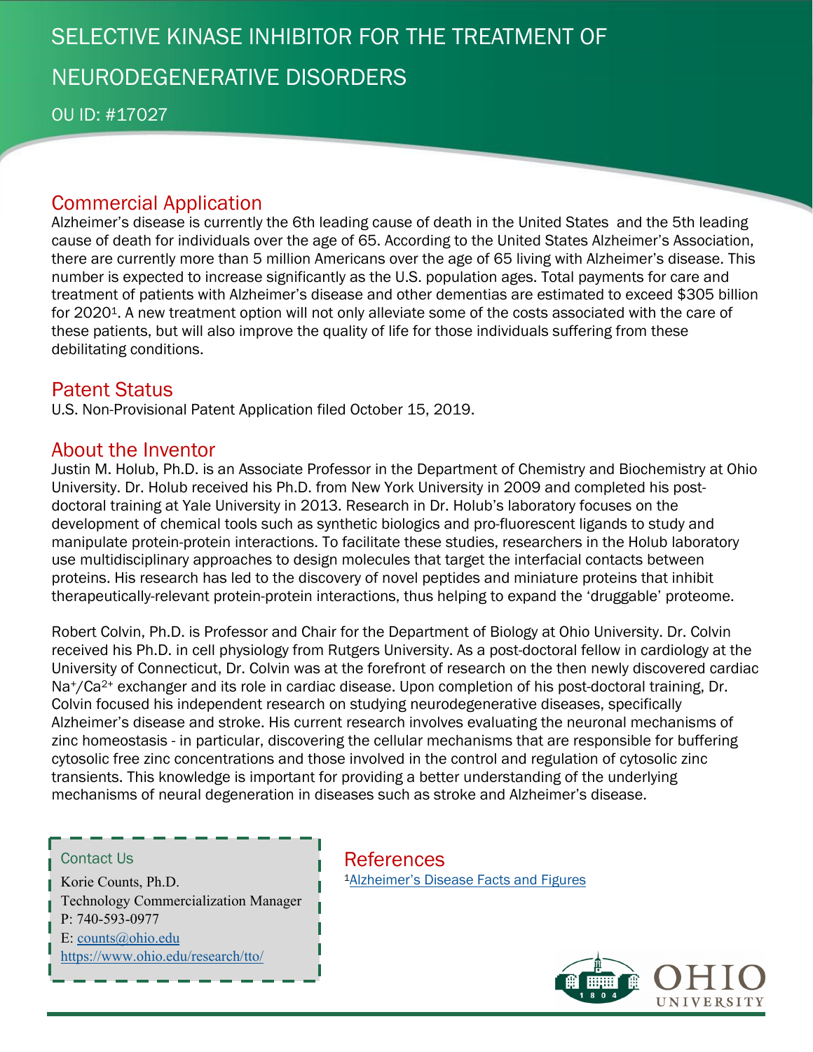# SELECTIVE KINASE INHIBITOR FOR THE TREATMENT OF NEURODEGENERATIVE DISORDERS

OU ID: #17027

## Commercial Application

Alzheimer's disease is currently the 6th leading cause of death in the United States and the 5th leading cause of death for individuals over the age of 65. According to the United States Alzheimer's Association, there are currently more than 5 million Americans over the age of 65 living with Alzheimer's disease. This number is expected to increase significantly as the U.S. population ages. Total payments for care and treatment of patients with Alzheimer's disease and other dementias are estimated to exceed $305 billion for 2020[1]. A new treatment option will not only alleviate some of the costs associated with the care of these patients, but will also improve the quality of life for those individuals suffering from these debilitating conditions.

## Patent Status

U.S. Non-Provisional Patent Application filed October 15, 2019.

## About the Inventor

Justin M. Holub, Ph.D. is an Associate Professor in the Department of Chemistry and Biochemistry at Ohio University. Dr. Holub received his Ph.D. from New York University in 2009 and completed his post-doctoral training at Yale University in 2013. Research in Dr. Holub's laboratory focuses on the development of chemical tools such as synthetic biologics and pro-fluorescent ligands to study and manipulate protein-protein interactions. To facilitate these studies, researchers in the Holub laboratory use multidisciplinary approaches to design molecules that target the interfacial contacts between proteins. His research has led to the discovery of novel peptides and miniature proteins that inhibit therapeutically-relevant protein-protein interactions, thus helping to expand the 'druggable' proteome.

Robert Colvin, Ph.D. is Professor and Chair for the Department of Biology at Ohio University. Dr. Colvin received his Ph.D. in cell physiology from Rutgers University. As a post-doctoral fellow in cardiology at the University of Connecticut, Dr. Colvin was at the forefront of research on the then newly discovered cardiac $Na^+/Ca^{2+}$ exchanger and its role in cardiac disease. Upon completion of his post-doctoral training, Dr. Colvin focused his independent research on studying neurodegenerative diseases, specifically Alzheimer's disease and stroke. His current research involves evaluating the neuronal mechanisms of zinc homeostasis - in particular, discovering the cellular mechanisms that are responsible for buffering cytosolic free zinc concentrations and those involved in the control and regulation of cytosolic zinc transients. This knowledge is important for providing a better understanding of the underlying mechanisms of neural degeneration in diseases such as stroke and Alzheimer's disease.

### Contact Us

Korie Counts, Ph.D.
Technology Commercialization Manager
P: 740-593-0977
E: counts@ohio.edu
https://www.ohio.edu/research/tto/

## References

[1] Alzheimer's Disease Facts and Figures